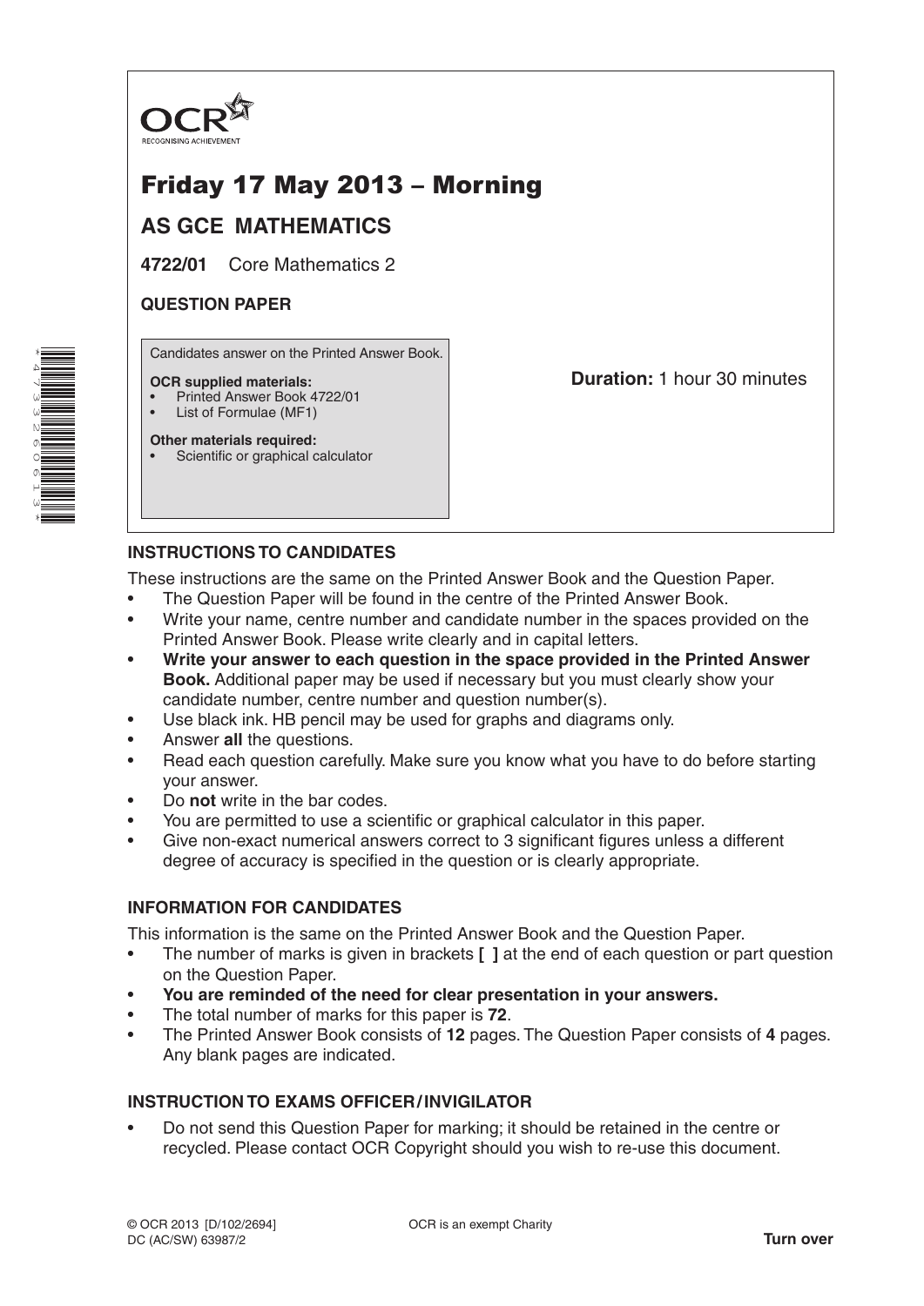OCR
RECOGNISING ACHIEVEMENT

# Friday 17 May 2013 – Morning

## AS GCE MATHEMATICS

**4722/01** Core Mathematics 2

**QUESTION PAPER**

Candidates answer on the Printed Answer Book.

**OCR supplied materials:**
- Printed Answer Book 4722/01
- List of Formulae (MF1)

**Other materials required:**
- Scientific or graphical calculator

**Duration:** 1 hour 30 minutes

### INSTRUCTIONS TO CANDIDATES

These instructions are the same on the Printed Answer Book and the Question Paper.

- The Question Paper will be found in the centre of the Printed Answer Book.
- Write your name, centre number and candidate number in the spaces provided on the Printed Answer Book. Please write clearly and in capital letters.
- **Write your answer to each question in the space provided in the Printed Answer Book.** Additional paper may be used if necessary but you must clearly show your candidate number, centre number and question number(s).
- Use black ink. HB pencil may be used for graphs and diagrams only.
- Answer **all** the questions.
- Read each question carefully. Make sure you know what you have to do before starting your answer.
- Do **not** write in the bar codes.
- You are permitted to use a scientific or graphical calculator in this paper.
- Give non-exact numerical answers correct to 3 significant figures unless a different degree of accuracy is specified in the question or is clearly appropriate.

### INFORMATION FOR CANDIDATES

This information is the same on the Printed Answer Book and the Question Paper.

- The number of marks is given in brackets **[ ]** at the end of each question or part question on the Question Paper.
- **You are reminded of the need for clear presentation in your answers.**
- The total number of marks for this paper is **72**.
- The Printed Answer Book consists of **12** pages. The Question Paper consists of **4** pages. Any blank pages are indicated.

### INSTRUCTION TO EXAMS OFFICER / INVIGILATOR

- Do not send this Question Paper for marking; it should be retained in the centre or recycled. Please contact OCR Copyright should you wish to re-use this document.

© OCR 2013 [D/102/2694]
DC (AC/SW) 63987/2

OCR is an exempt Charity

**Turn over**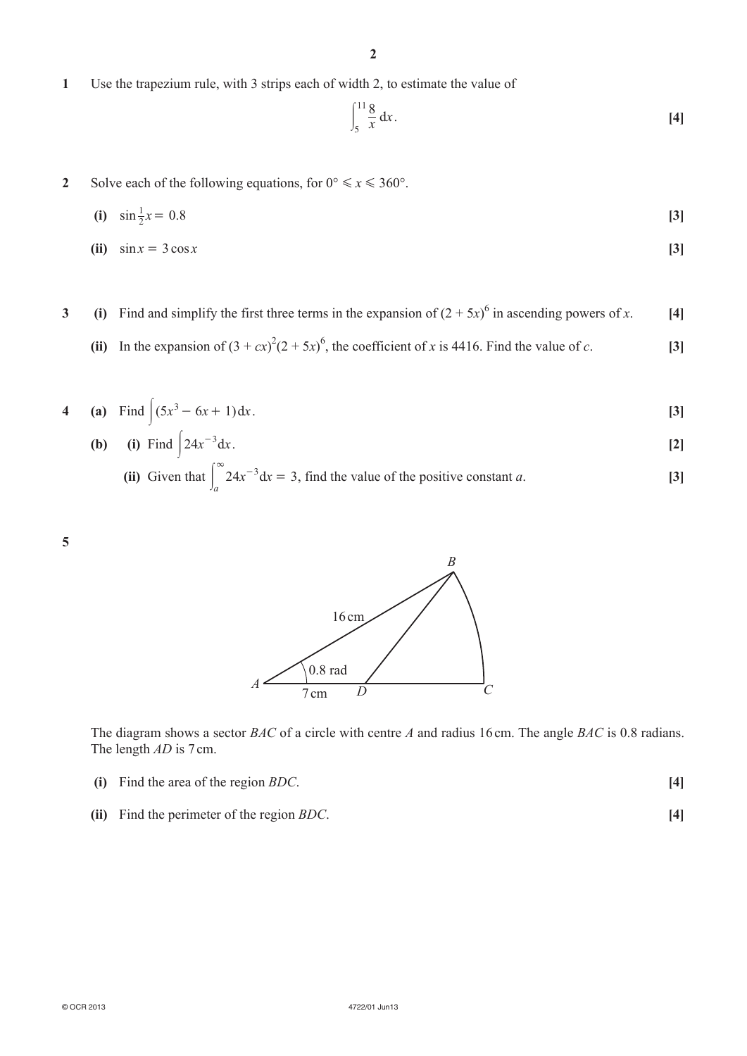**1** Use the trapezium rule, with 3 strips each of width 2, to estimate the value of

$$\int_5^{11} \frac{8}{x}\, dx.$$ **[4]**

**2** Solve each of the following equations, for $0° \leqslant x \leqslant 360°$.

**(i)** $\sin \frac{1}{2}x = 0.8$ **[3]**

**(ii)** $\sin x = 3\cos x$ **[3]**

**3** **(i)** Find and simplify the first three terms in the expansion of $(2 + 5x)^6$ in ascending powers of $x$. **[4]**

**(ii)** In the expansion of $(3 + cx)^2(2 + 5x)^6$, the coefficient of $x$ is 4416. Find the value of $c$. **[3]**

**4** **(a)** Find $\int (5x^3 - 6x + 1)\, dx$. **[3]**

**(b)** **(i)** Find $\int 24x^{-3} dx$. **[2]**

**(ii)** Given that $\int_a^{\infty} 24x^{-3} dx = 3$, find the value of the positive constant $a$. **[3]**

**5**

The diagram shows a sector $BAC$ of a circle with centre $A$ and radius 16 cm. The angle $BAC$ is 0.8 radians. The length $AD$ is 7 cm.

**(i)** Find the area of the region $BDC$. **[4]**

**(ii)** Find the perimeter of the region $BDC$. **[4]**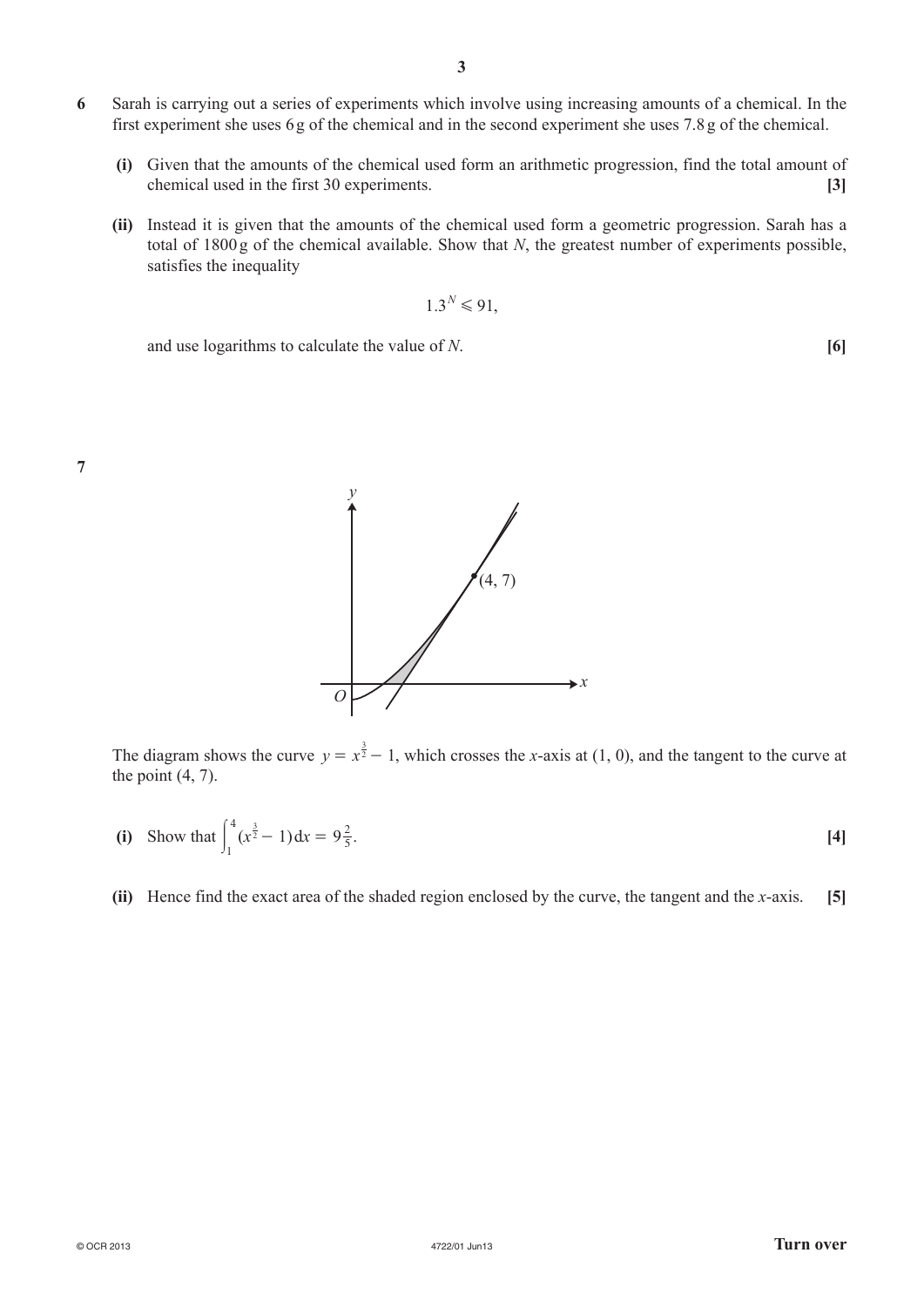**6** Sarah is carrying out a series of experiments which involve using increasing amounts of a chemical. In the first experiment she uses 6 g of the chemical and in the second experiment she uses 7.8 g of the chemical.

**(i)** Given that the amounts of the chemical used form an arithmetic progression, find the total amount of chemical used in the first 30 experiments. **[3]**

**(ii)** Instead it is given that the amounts of the chemical used form a geometric progression. Sarah has a total of 1800 g of the chemical available. Show that $N$, the greatest number of experiments possible, satisfies the inequality

$$1.3^N \leqslant 91,$$

and use logarithms to calculate the value of $N$. **[6]**

**7**

The diagram shows the curve $y = x^{\frac{3}{2}} - 1$, which crosses the $x$-axis at $(1, 0)$, and the tangent to the curve at the point $(4, 7)$.

**(i)** Show that $\int_1^4 (x^{\frac{3}{2}} - 1)\,dx = 9\frac{2}{5}$. **[4]**

**(ii)** Hence find the exact area of the shaded region enclosed by the curve, the tangent and the $x$-axis. **[5]**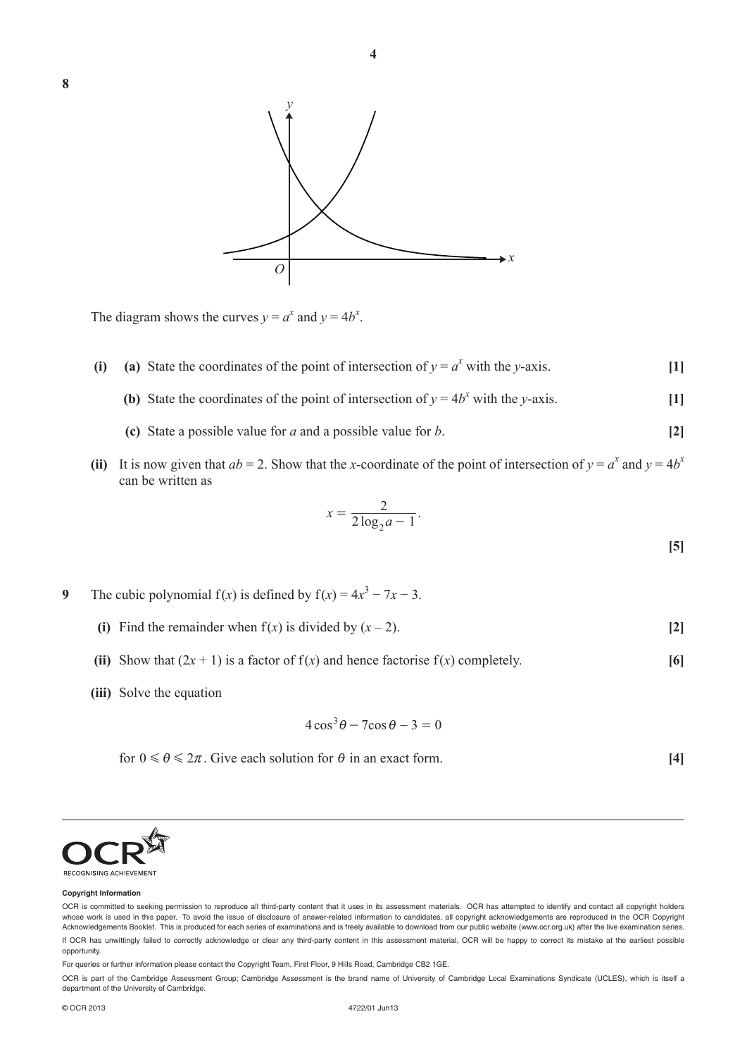**8**

y

x

O

The diagram shows the curves $y = a^x$ and $y = 4b^x$.

**(i)** **(a)** State the coordinates of the point of intersection of $y = a^x$ with the $y$-axis. **[1]**

**(b)** State the coordinates of the point of intersection of $y = 4b^x$ with the $y$-axis. **[1]**

**(c)** State a possible value for $a$ and a possible value for $b$. **[2]**

**(ii)** It is now given that $ab = 2$. Show that the $x$-coordinate of the point of intersection of $y = a^x$ and $y = 4b^x$ can be written as

$$x = \frac{2}{2\log_2 a - 1}.$$

**[5]**

**9** The cubic polynomial $f(x)$ is defined by $f(x) = 4x^3 - 7x - 3$.

**(i)** Find the remainder when $f(x)$ is divided by $(x - 2)$. **[2]**

**(ii)** Show that $(2x + 1)$ is a factor of $f(x)$ and hence factorise $f(x)$ completely. **[6]**

**(iii)** Solve the equation

$$4\cos^3\theta - 7\cos\theta - 3 = 0$$

for $0 \leqslant \theta \leqslant 2\pi$. Give each solution for $\theta$ in an exact form. **[4]**

---

OCR RECOGNISING ACHIEVEMENT

**Copyright Information**

OCR is committed to seeking permission to reproduce all third-party content that it uses in its assessment materials. OCR has attempted to identify and contact all copyright holders whose work is used in this paper. To avoid the issue of disclosure of answer-related information to candidates, all copyright acknowledgements are reproduced in the OCR Copyright Acknowledgements Booklet. This is produced for each series of examinations and is freely available to download from our public website (www.ocr.org.uk) after the live examination series.

If OCR has unwittingly failed to correctly acknowledge or clear any third-party content in this assessment material, OCR will be happy to correct its mistake at the earliest possible opportunity.

For queries or further information please contact the Copyright Team, First Floor, 9 Hills Road, Cambridge CB2 1GE.

OCR is part of the Cambridge Assessment Group; Cambridge Assessment is the brand name of University of Cambridge Local Examinations Syndicate (UCLES), which is itself a department of the University of Cambridge.

© OCR 2013 4722/01 Jun13